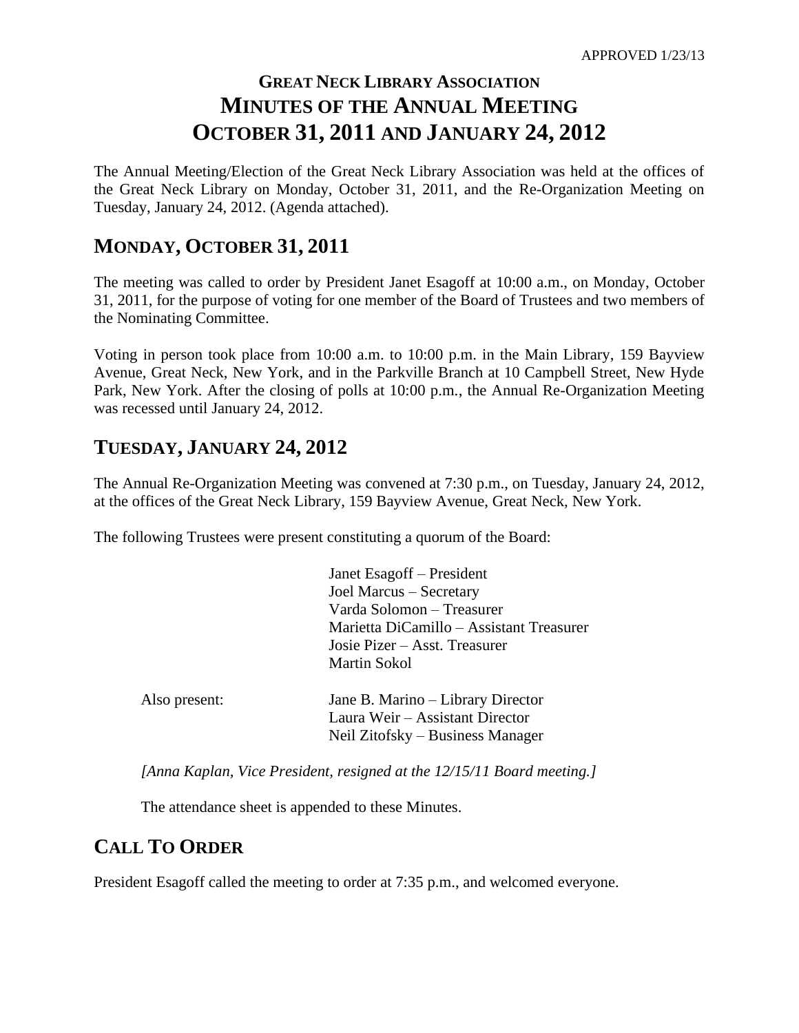APPROVED 1/23/13

# GREAT NECK LIBRARY ASSOCIATION
# MINUTES OF THE ANNUAL MEETING
# OCTOBER 31, 2011 AND JANUARY 24, 2012

The Annual Meeting/Election of the Great Neck Library Association was held at the offices of the Great Neck Library on Monday, October 31, 2011, and the Re-Organization Meeting on Tuesday, January 24, 2012. (Agenda attached).

## MONDAY, OCTOBER 31, 2011

The meeting was called to order by President Janet Esagoff at 10:00 a.m., on Monday, October 31, 2011, for the purpose of voting for one member of the Board of Trustees and two members of the Nominating Committee.

Voting in person took place from 10:00 a.m. to 10:00 p.m. in the Main Library, 159 Bayview Avenue, Great Neck, New York, and in the Parkville Branch at 10 Campbell Street, New Hyde Park, New York. After the closing of polls at 10:00 p.m., the Annual Re-Organization Meeting was recessed until January 24, 2012.

## TUESDAY, JANUARY 24, 2012

The Annual Re-Organization Meeting was convened at 7:30 p.m., on Tuesday, January 24, 2012, at the offices of the Great Neck Library, 159 Bayview Avenue, Great Neck, New York.

The following Trustees were present constituting a quorum of the Board:

Janet Esagoff – President
Joel Marcus – Secretary
Varda Solomon – Treasurer
Marietta DiCamillo – Assistant Treasurer
Josie Pizer – Asst. Treasurer
Martin Sokol

Also present:
Jane B. Marino – Library Director
Laura Weir – Assistant Director
Neil Zitofsky – Business Manager

*[Anna Kaplan, Vice President, resigned at the 12/15/11 Board meeting.]*

The attendance sheet is appended to these Minutes.

## CALL TO ORDER

President Esagoff called the meeting to order at 7:35 p.m., and welcomed everyone.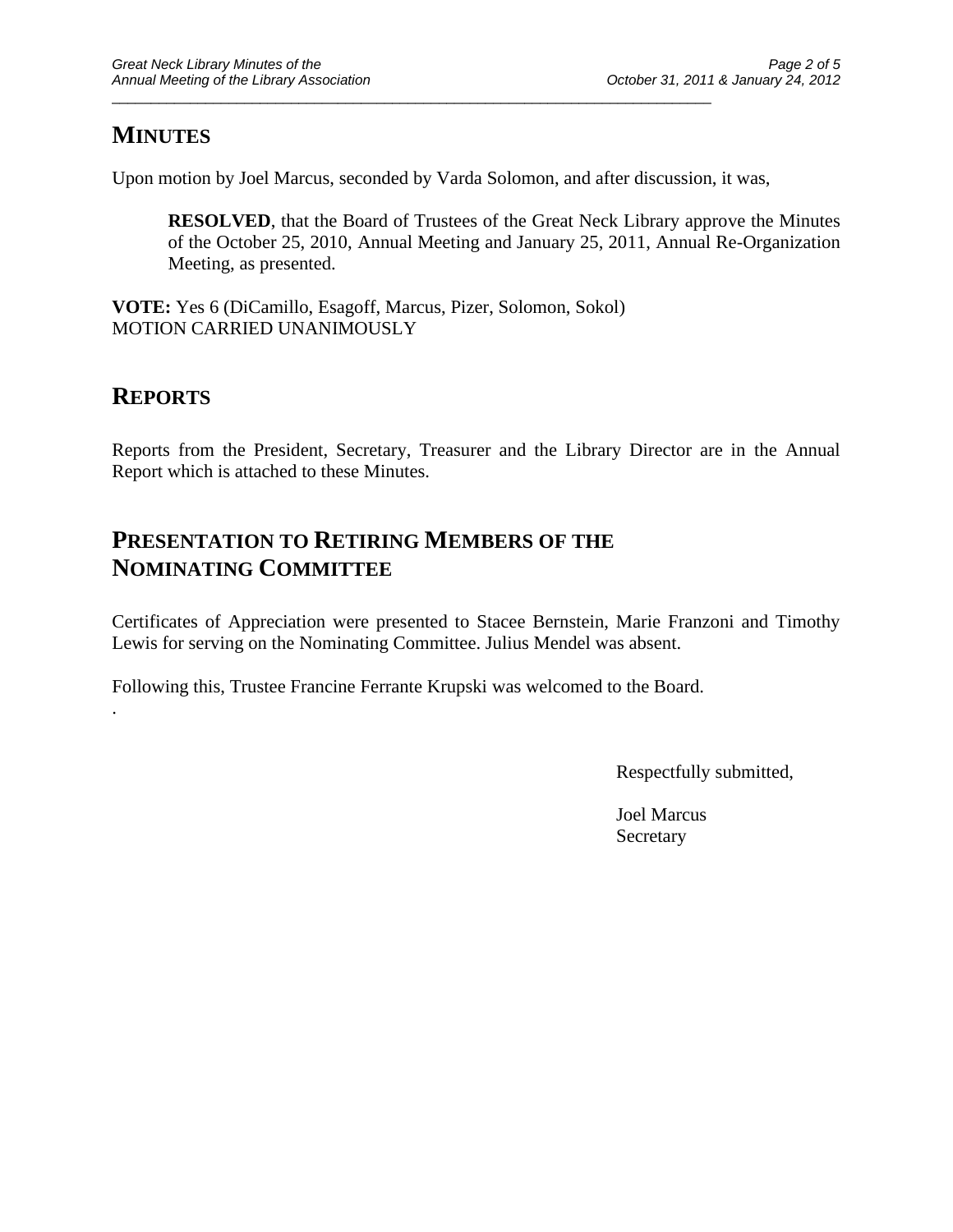## MINUTES

Upon motion by Joel Marcus, seconded by Varda Solomon, and after discussion, it was,

> **RESOLVED**, that the Board of Trustees of the Great Neck Library approve the Minutes of the October 25, 2010, Annual Meeting and January 25, 2011, Annual Re-Organization Meeting, as presented.

**VOTE:** Yes 6 (DiCamillo, Esagoff, Marcus, Pizer, Solomon, Sokol)
MOTION CARRIED UNANIMOUSLY

## REPORTS

Reports from the President, Secretary, Treasurer and the Library Director are in the Annual Report which is attached to these Minutes.

## PRESENTATION TO RETIRING MEMBERS OF THE NOMINATING COMMITTEE

Certificates of Appreciation were presented to Stacee Bernstein, Marie Franzoni and Timothy Lewis for serving on the Nominating Committee. Julius Mendel was absent.

Following this, Trustee Francine Ferrante Krupski was welcomed to the Board.

.

Respectfully submitted,

Joel Marcus
Secretary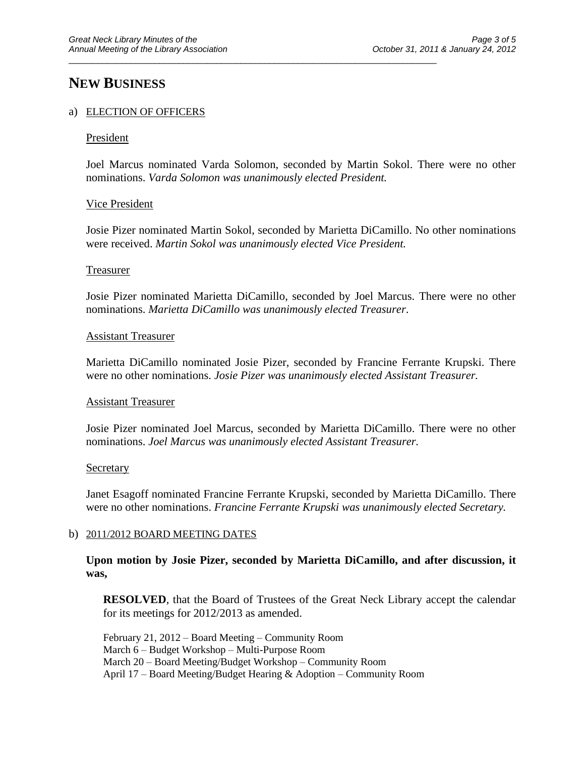# NEW BUSINESS

a) ELECTION OF OFFICERS

President

Joel Marcus nominated Varda Solomon, seconded by Martin Sokol. There were no other nominations. *Varda Solomon was unanimously elected President.*

Vice President

Josie Pizer nominated Martin Sokol, seconded by Marietta DiCamillo. No other nominations were received. *Martin Sokol was unanimously elected Vice President.*

Treasurer

Josie Pizer nominated Marietta DiCamillo, seconded by Joel Marcus. There were no other nominations. *Marietta DiCamillo was unanimously elected Treasurer*.

Assistant Treasurer

Marietta DiCamillo nominated Josie Pizer, seconded by Francine Ferrante Krupski. There were no other nominations. *Josie Pizer was unanimously elected Assistant Treasurer.*

Assistant Treasurer

Josie Pizer nominated Joel Marcus, seconded by Marietta DiCamillo. There were no other nominations. *Joel Marcus was unanimously elected Assistant Treasurer.*

Secretary

Janet Esagoff nominated Francine Ferrante Krupski, seconded by Marietta DiCamillo. There were no other nominations. *Francine Ferrante Krupski was unanimously elected Secretary.*

b) 2011/2012 BOARD MEETING DATES

**Upon motion by Josie Pizer, seconded by Marietta DiCamillo, and after discussion, it was,**

**RESOLVED**, that the Board of Trustees of the Great Neck Library accept the calendar for its meetings for 2012/2013 as amended.

February 21, 2012 – Board Meeting – Community Room
March 6 – Budget Workshop – Multi-Purpose Room
March 20 – Board Meeting/Budget Workshop – Community Room
April 17 – Board Meeting/Budget Hearing & Adoption – Community Room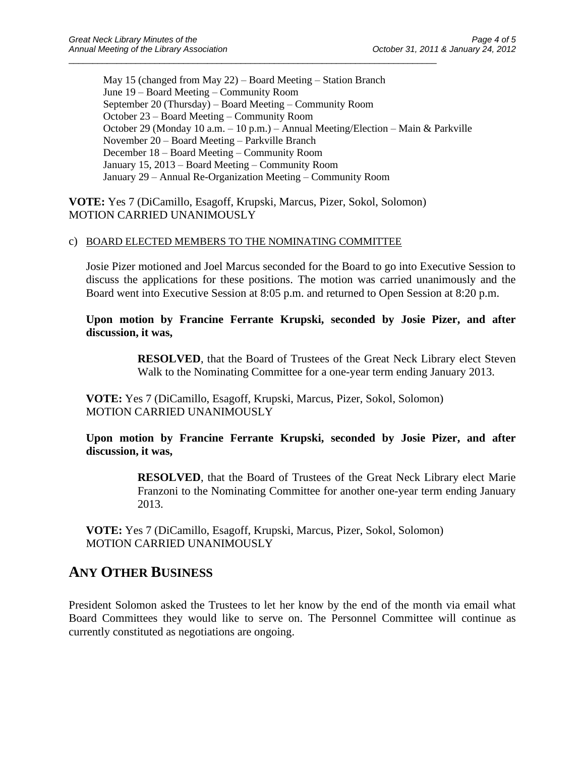May 15 (changed from May 22) – Board Meeting – Station Branch
June 19 – Board Meeting – Community Room
September 20 (Thursday) – Board Meeting – Community Room
October 23 – Board Meeting – Community Room
October 29 (Monday 10 a.m. – 10 p.m.) – Annual Meeting/Election – Main & Parkville
November 20 – Board Meeting – Parkville Branch
December 18 – Board Meeting – Community Room
January 15, 2013 – Board Meeting – Community Room
January 29 – Annual Re-Organization Meeting – Community Room

**VOTE:** Yes 7 (DiCamillo, Esagoff, Krupski, Marcus, Pizer, Sokol, Solomon)
MOTION CARRIED UNANIMOUSLY

c) BOARD ELECTED MEMBERS TO THE NOMINATING COMMITTEE

Josie Pizer motioned and Joel Marcus seconded for the Board to go into Executive Session to discuss the applications for these positions. The motion was carried unanimously and the Board went into Executive Session at 8:05 p.m. and returned to Open Session at 8:20 p.m.

**Upon motion by Francine Ferrante Krupski, seconded by Josie Pizer, and after discussion, it was,**

> **RESOLVED**, that the Board of Trustees of the Great Neck Library elect Steven Walk to the Nominating Committee for a one-year term ending January 2013.

**VOTE:** Yes 7 (DiCamillo, Esagoff, Krupski, Marcus, Pizer, Sokol, Solomon)
MOTION CARRIED UNANIMOUSLY

**Upon motion by Francine Ferrante Krupski, seconded by Josie Pizer, and after discussion, it was,**

> **RESOLVED**, that the Board of Trustees of the Great Neck Library elect Marie Franzoni to the Nominating Committee for another one-year term ending January 2013.

**VOTE:** Yes 7 (DiCamillo, Esagoff, Krupski, Marcus, Pizer, Sokol, Solomon)
MOTION CARRIED UNANIMOUSLY

## ANY OTHER BUSINESS

President Solomon asked the Trustees to let her know by the end of the month via email what Board Committees they would like to serve on. The Personnel Committee will continue as currently constituted as negotiations are ongoing.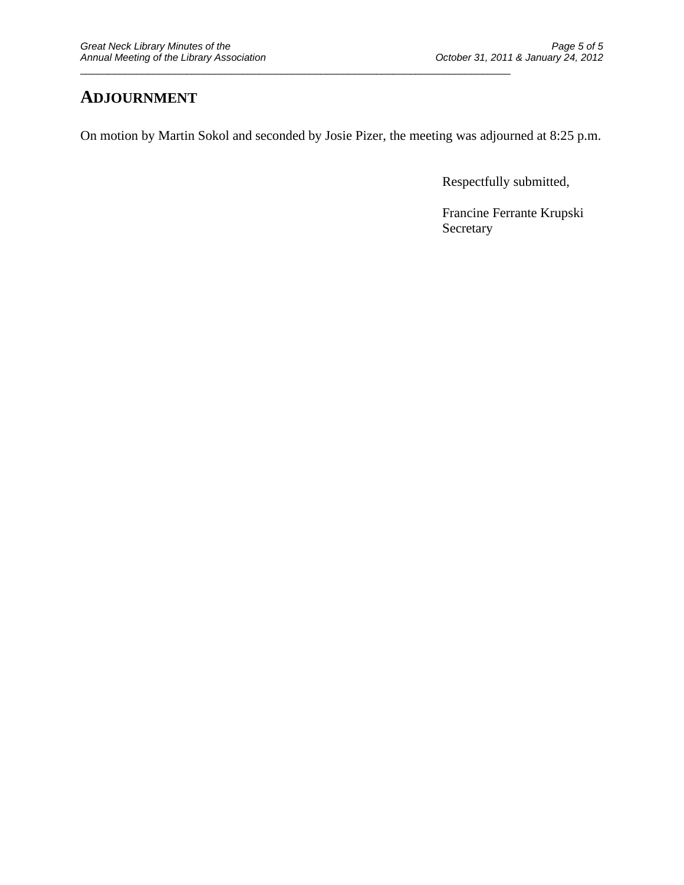## ADJOURNMENT

On motion by Martin Sokol and seconded by Josie Pizer, the meeting was adjourned at 8:25 p.m.

Respectfully submitted,

Francine Ferrante Krupski
Secretary